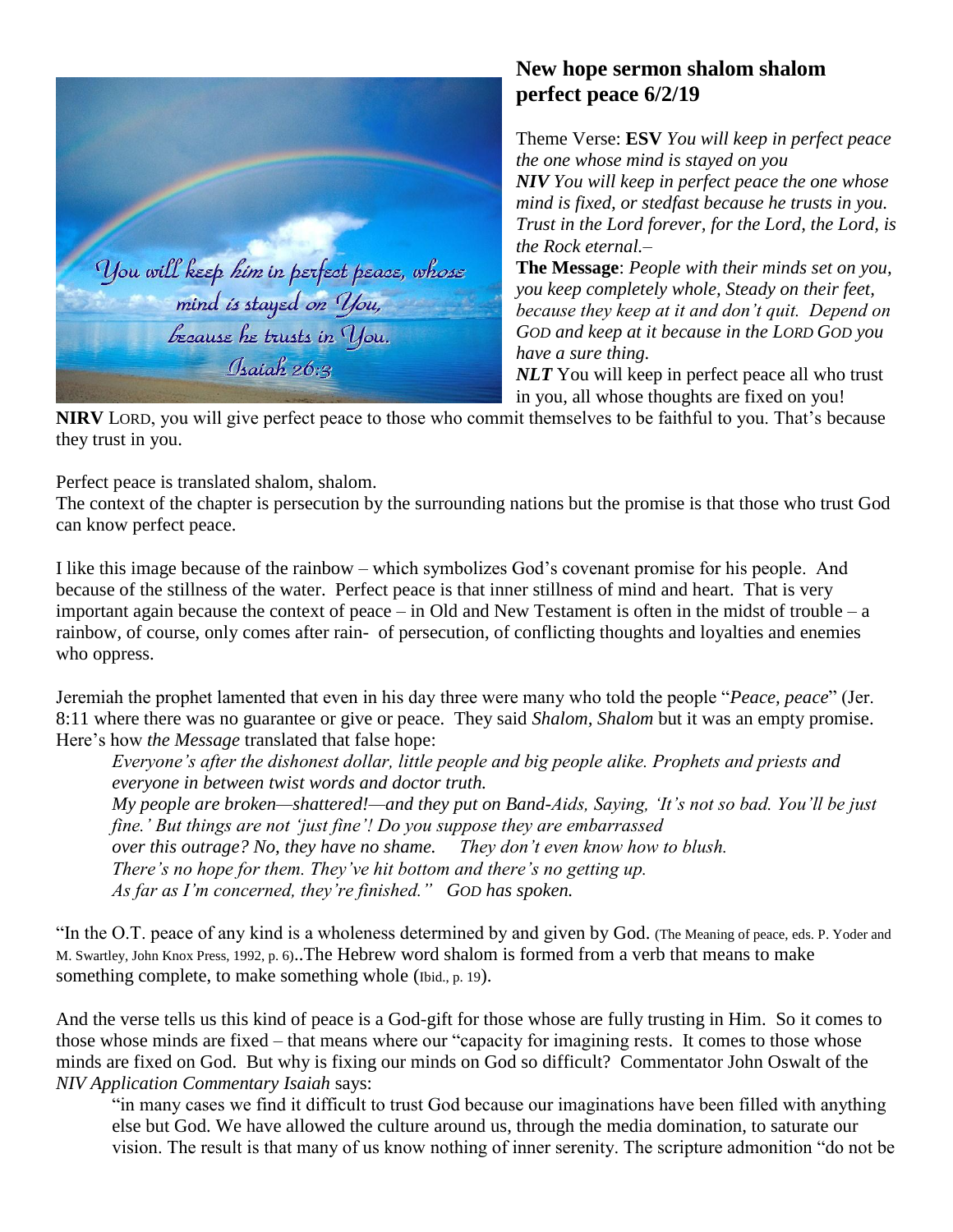## New hope sermon shalom shalom perfect peace 6/2/19

Theme Verse: **ESV** *You will keep in perfect peace the one whose mind is stayed on you*
***NIV*** *You will keep in perfect peace the one whose mind is fixed, or stedfast because he trusts in you. Trust in the Lord forever, for the Lord, the Lord, is the Rock eternal.–*
**The Message**: *People with their minds set on you, you keep completely whole, Steady on their feet, because they keep at it and don't quit. Depend on GOD and keep at it because in the LORD GOD you have a sure thing.*
***NLT*** You will keep in perfect peace all who trust in you, all whose thoughts are fixed on you!
**NIRV** LORD, you will give perfect peace to those who commit themselves to be faithful to you. That's because they trust in you.

Perfect peace is translated shalom, shalom.
The context of the chapter is persecution by the surrounding nations but the promise is that those who trust God can know perfect peace.

I like this image because of the rainbow – which symbolizes God's covenant promise for his people. And because of the stillness of the water. Perfect peace is that inner stillness of mind and heart. That is very important again because the context of peace – in Old and New Testament is often in the midst of trouble – a rainbow, of course, only comes after rain- of persecution, of conflicting thoughts and loyalties and enemies who oppress.

Jeremiah the prophet lamented that even in his day three were many who told the people "*Peace, peace*" (Jer. 8:11 where there was no guarantee or give or peace. They said *Shalom, Shalom* but it was an empty promise. Here's how *the Message* translated that false hope:

> *Everyone's after the dishonest dollar, little people and big people alike. Prophets and priests and everyone in between twist words and doctor truth.*
> *My people are broken—shattered!—and they put on Band-Aids, Saying, 'It's not so bad. You'll be just fine.' But things are not 'just fine'! Do you suppose they are embarrassed over this outrage? No, they have no shame. They don't even know how to blush.*
> *There's no hope for them. They've hit bottom and there's no getting up.*
> *As far as I'm concerned, they're finished." GOD has spoken.*

"In the O.T. peace of any kind is a wholeness determined by and given by God. (The Meaning of peace, eds. P. Yoder and M. Swartley, John Knox Press, 1992, p. 6)..The Hebrew word shalom is formed from a verb that means to make something complete, to make something whole (Ibid., p. 19).

And the verse tells us this kind of peace is a God-gift for those whose are fully trusting in Him. So it comes to those whose minds are fixed – that means where our "capacity for imagining rests. It comes to those whose minds are fixed on God. But why is fixing our minds on God so difficult? Commentator John Oswalt of the *NIV Application Commentary Isaiah* says:

> "in many cases we find it difficult to trust God because our imaginations have been filled with anything else but God. We have allowed the culture around us, through the media domination, to saturate our vision. The result is that many of us know nothing of inner serenity. The scripture admonition "do not be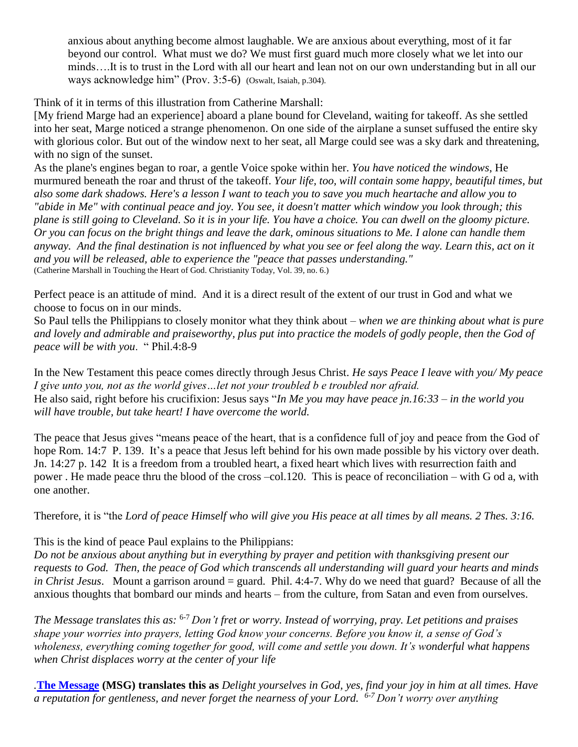anxious about anything become almost laughable. We are anxious about everything, most of it far beyond our control. What must we do? We must first guard much more closely what we let into our minds….It is to trust in the Lord with all our heart and lean not on our own understanding but in all our ways acknowledge him" (Prov. 3:5-6) (Oswalt, Isaiah, p.304).

Think of it in terms of this illustration from Catherine Marshall:

[My friend Marge had an experience] aboard a plane bound for Cleveland, waiting for takeoff. As she settled into her seat, Marge noticed a strange phenomenon. On one side of the airplane a sunset suffused the entire sky with glorious color. But out of the window next to her seat, all Marge could see was a sky dark and threatening, with no sign of the sunset.

As the plane's engines began to roar, a gentle Voice spoke within her. *You have noticed the windows*, He murmured beneath the roar and thrust of the takeoff. *Your life, too, will contain some happy, beautiful times, but also some dark shadows. Here's a lesson I want to teach you to save you much heartache and allow you to "abide in Me" with continual peace and joy. You see, it doesn't matter which window you look through; this plane is still going to Cleveland. So it is in your life. You have a choice. You can dwell on the gloomy picture. Or you can focus on the bright things and leave the dark, ominous situations to Me. I alone can handle them anyway. And the final destination is not influenced by what you see or feel along the way. Learn this, act on it and you will be released, able to experience the "peace that passes understanding."*

(Catherine Marshall in Touching the Heart of God. Christianity Today, Vol. 39, no. 6.)

Perfect peace is an attitude of mind. And it is a direct result of the extent of our trust in God and what we choose to focus on in our minds.

So Paul tells the Philippians to closely monitor what they think about – *when we are thinking about what is pure and lovely and admirable and praiseworthy, plus put into practice the models of godly people, then the God of peace will be with you*. " Phil.4:8-9

In the New Testament this peace comes directly through Jesus Christ. *He says Peace I leave with you/ My peace I give unto you, not as the world gives…let not your troubled b e troubled nor afraid.*

He also said, right before his crucifixion: Jesus says "*In Me you may have peace jn.16:33 – in the world you will have trouble, but take heart! I have overcome the world.*

The peace that Jesus gives "means peace of the heart, that is a confidence full of joy and peace from the God of hope Rom. 14:7 P. 139. It's a peace that Jesus left behind for his own made possible by his victory over death. Jn. 14:27 p. 142 It is a freedom from a troubled heart, a fixed heart which lives with resurrection faith and power . He made peace thru the blood of the cross –col.120. This is peace of reconciliation – with G od a, with one another.

Therefore, it is "the *Lord of peace Himself who will give you His peace at all times by all means. 2 Thes. 3:16.*

This is the kind of peace Paul explains to the Philippians:

*Do not be anxious about anything but in everything by prayer and petition with thanksgiving present our requests to God. Then, the peace of God which transcends all understanding will guard your hearts and minds in Christ Jesus*. Mount a garrison around = guard. Phil. 4:4-7. Why do we need that guard? Because of all the anxious thoughts that bombard our minds and hearts – from the culture, from Satan and even from ourselves.

*The Message translates this as:* [6-7] *Don't fret or worry. Instead of worrying, pray. Let petitions and praises shape your worries into prayers, letting God know your concerns. Before you know it, a sense of God's wholeness, everything coming together for good, will come and settle you down. It's wonderful what happens when Christ displaces worry at the center of your life*

.**The Message (MSG) translates this as** *Delight yourselves in God, yes, find your joy in him at all times. Have a reputation for gentleness, and never forget the nearness of your Lord.* [6-7] *Don't worry over anything*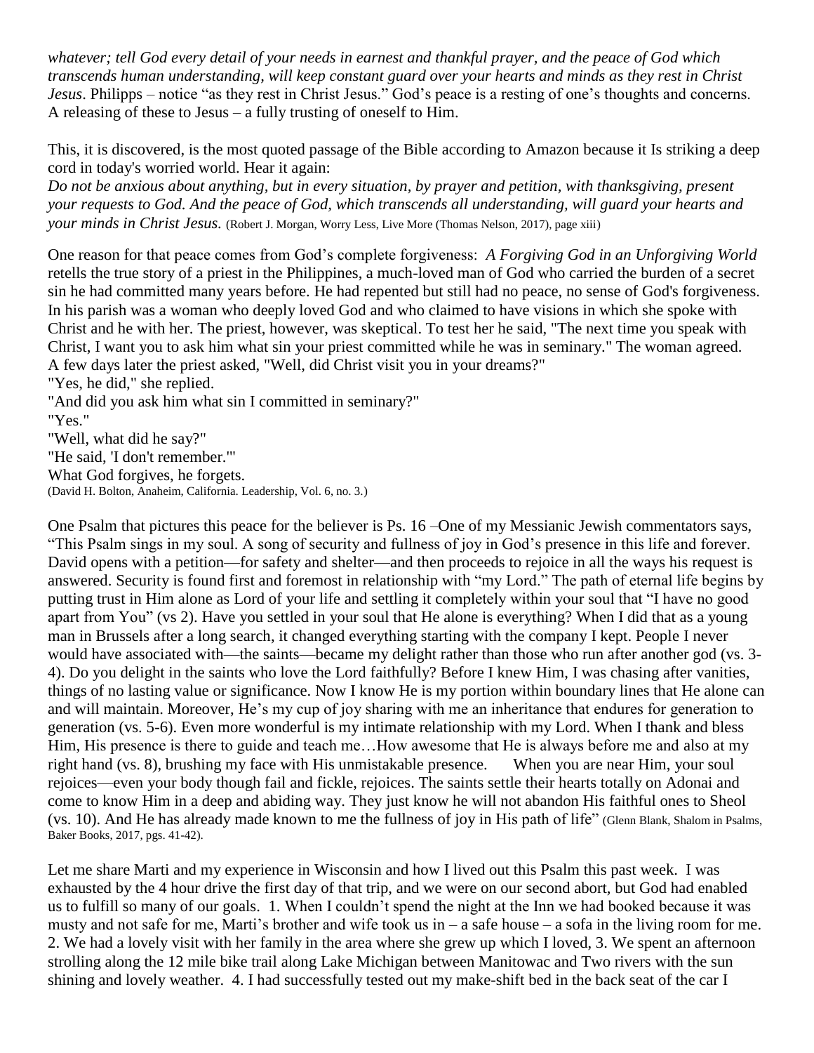*whatever; tell God every detail of your needs in earnest and thankful prayer, and the peace of God which transcends human understanding, will keep constant guard over your hearts and minds as they rest in Christ Jesus*. Philipps – notice "as they rest in Christ Jesus." God's peace is a resting of one's thoughts and concerns. A releasing of these to Jesus – a fully trusting of oneself to Him.

This, it is discovered, is the most quoted passage of the Bible according to Amazon because it Is striking a deep cord in today's worried world. Hear it again:
*Do not be anxious about anything, but in every situation, by prayer and petition, with thanksgiving, present your requests to God. And the peace of God, which transcends all understanding, will guard your hearts and your minds in Christ Jesus.* (Robert J. Morgan, Worry Less, Live More (Thomas Nelson, 2017), page xiii)

One reason for that peace comes from God's complete forgiveness: *A Forgiving God in an Unforgiving World* retells the true story of a priest in the Philippines, a much-loved man of God who carried the burden of a secret sin he had committed many years before. He had repented but still had no peace, no sense of God's forgiveness. In his parish was a woman who deeply loved God and who claimed to have visions in which she spoke with Christ and he with her. The priest, however, was skeptical. To test her he said, "The next time you speak with Christ, I want you to ask him what sin your priest committed while he was in seminary." The woman agreed. A few days later the priest asked, "Well, did Christ visit you in your dreams?"
"Yes, he did," she replied.
"And did you ask him what sin I committed in seminary?"
"Yes."
"Well, what did he say?"
"He said, 'I don't remember.'"
What God forgives, he forgets.
(David H. Bolton, Anaheim, California. Leadership, Vol. 6, no. 3.)

One Psalm that pictures this peace for the believer is Ps. 16 –One of my Messianic Jewish commentators says, "This Psalm sings in my soul. A song of security and fullness of joy in God's presence in this life and forever. David opens with a petition—for safety and shelter—and then proceeds to rejoice in all the ways his request is answered. Security is found first and foremost in relationship with "my Lord." The path of eternal life begins by putting trust in Him alone as Lord of your life and settling it completely within your soul that "I have no good apart from You" (vs 2). Have you settled in your soul that He alone is everything? When I did that as a young man in Brussels after a long search, it changed everything starting with the company I kept. People I never would have associated with—the saints—became my delight rather than those who run after another god (vs. 3-4). Do you delight in the saints who love the Lord faithfully? Before I knew Him, I was chasing after vanities, things of no lasting value or significance. Now I know He is my portion within boundary lines that He alone can and will maintain. Moreover, He's my cup of joy sharing with me an inheritance that endures for generation to generation (vs. 5-6). Even more wonderful is my intimate relationship with my Lord. When I thank and bless Him, His presence is there to guide and teach me…How awesome that He is always before me and also at my right hand (vs. 8), brushing my face with His unmistakable presence. When you are near Him, your soul rejoices—even your body though fail and fickle, rejoices. The saints settle their hearts totally on Adonai and come to know Him in a deep and abiding way. They just know he will not abandon His faithful ones to Sheol (vs. 10). And He has already made known to me the fullness of joy in His path of life" (Glenn Blank, Shalom in Psalms, Baker Books, 2017, pgs. 41-42).

Let me share Marti and my experience in Wisconsin and how I lived out this Psalm this past week. I was exhausted by the 4 hour drive the first day of that trip, and we were on our second abort, but God had enabled us to fulfill so many of our goals. 1. When I couldn't spend the night at the Inn we had booked because it was musty and not safe for me, Marti's brother and wife took us in – a safe house – a sofa in the living room for me. 2. We had a lovely visit with her family in the area where she grew up which I loved, 3. We spent an afternoon strolling along the 12 mile bike trail along Lake Michigan between Manitowac and Two rivers with the sun shining and lovely weather. 4. I had successfully tested out my make-shift bed in the back seat of the car I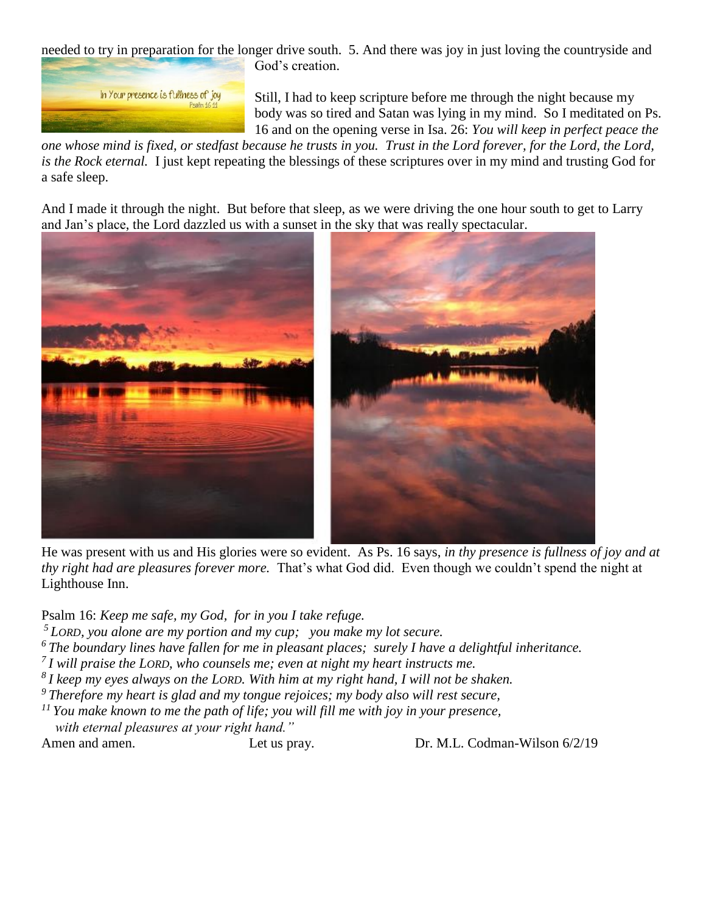needed to try in preparation for the longer drive south. 5. And there was joy in just loving the countryside and God's creation.

Still, I had to keep scripture before me through the night because my body was so tired and Satan was lying in my mind. So I meditated on Ps. 16 and on the opening verse in Isa. 26: *You will keep in perfect peace the one whose mind is fixed, or stedfast because he trusts in you. Trust in the Lord forever, for the Lord, the Lord, is the Rock eternal.* I just kept repeating the blessings of these scriptures over in my mind and trusting God for a safe sleep.

And I made it through the night. But before that sleep, as we were driving the one hour south to get to Larry and Jan's place, the Lord dazzled us with a sunset in the sky that was really spectacular.

He was present with us and His glories were so evident. As Ps. 16 says, *in thy presence is fullness of joy and at thy right had are pleasures forever more.* That's what God did. Even though we couldn't spend the night at Lighthouse Inn.

Psalm 16: *Keep me safe, my God, for in you I take refuge.*
[5] *LORD, you alone are my portion and my cup; you make my lot secure.*
[6] *The boundary lines have fallen for me in pleasant places; surely I have a delightful inheritance.*
[7] *I will praise the LORD, who counsels me; even at night my heart instructs me.*
[8] *I keep my eyes always on the LORD. With him at my right hand, I will not be shaken.*
[9] *Therefore my heart is glad and my tongue rejoices; my body also will rest secure,*
[11] *You make known to me the path of life; you will fill me with joy in your presence, with eternal pleasures at your right hand."*

Amen and amen. Let us pray. Dr. M.L. Codman-Wilson 6/2/19